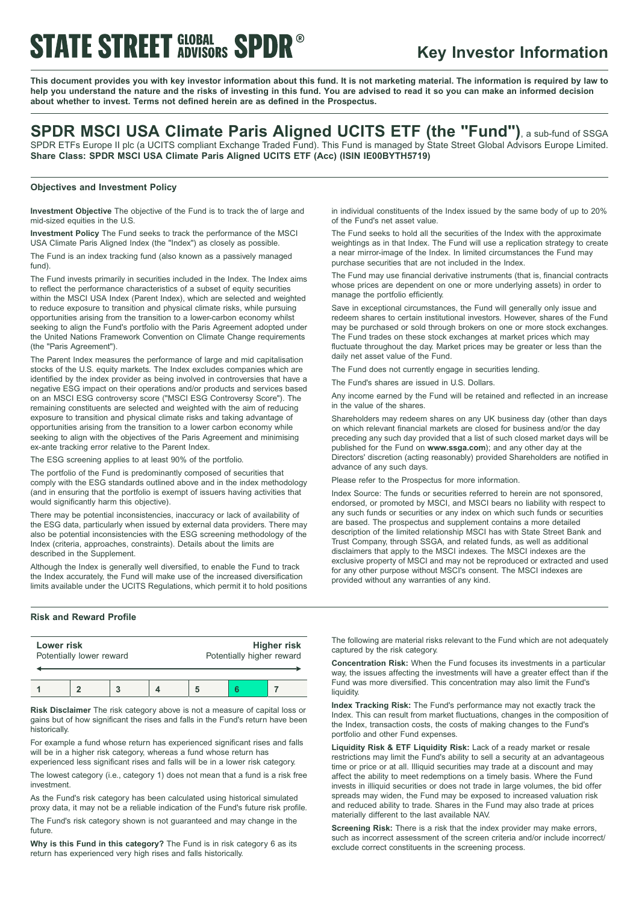# STATE STREET GLOBAL ADVISORS SPDR®

## Key Investor Information

**This document provides you with key investor information about this fund. It is not marketing material. The information is required by law to help you understand the nature and the risks of investing in this fund. You are advised to read it so you can make an informed decision about whether to invest. Terms not defined herein are as defined in the Prospectus.**

## SPDR MSCI USA Climate Paris Aligned UCITS ETF (the "Fund"), a sub-fund of SSGA SPDR ETFs Europe II plc (a UCITS compliant Exchange Traded Fund). This Fund is managed by State Street Global Advisors Europe Limited.

**Share Class: SPDR MSCI USA Climate Paris Aligned UCITS ETF (Acc) (ISIN IE00BYTH5719)**

### Objectives and Investment Policy

**Investment Objective** The objective of the Fund is to track the of large and mid-sized equities in the U.S.

**Investment Policy** The Fund seeks to track the performance of the MSCI USA Climate Paris Aligned Index (the "Index") as closely as possible.

The Fund is an index tracking fund (also known as a passively managed fund).

The Fund invests primarily in securities included in the Index. The Index aims to reflect the performance characteristics of a subset of equity securities within the MSCI USA Index (Parent Index), which are selected and weighted to reduce exposure to transition and physical climate risks, while pursuing opportunities arising from the transition to a lower-carbon economy whilst seeking to align the Fund's portfolio with the Paris Agreement adopted under the United Nations Framework Convention on Climate Change requirements (the "Paris Agreement").

The Parent Index measures the performance of large and mid capitalisation stocks of the U.S. equity markets. The Index excludes companies which are identified by the index provider as being involved in controversies that have a negative ESG impact on their operations and/or products and services based on an MSCI ESG controversy score ("MSCI ESG Controversy Score"). The remaining constituents are selected and weighted with the aim of reducing exposure to transition and physical climate risks and taking advantage of opportunities arising from the transition to a lower carbon economy while seeking to align with the objectives of the Paris Agreement and minimising ex-ante tracking error relative to the Parent Index.

The ESG screening applies to at least 90% of the portfolio.

The portfolio of the Fund is predominantly composed of securities that comply with the ESG standards outlined above and in the index methodology (and in ensuring that the portfolio is exempt of issuers having activities that would significantly harm this objective).

There may be potential inconsistencies, inaccuracy or lack of availability of the ESG data, particularly when issued by external data providers. There may also be potential inconsistencies with the ESG screening methodology of the Index (criteria, approaches, constraints). Details about the limits are described in the Supplement.

Although the Index is generally well diversified, to enable the Fund to track the Index accurately, the Fund will make use of the increased diversification limits available under the UCITS Regulations, which permit it to hold positions in individual constituents of the Index issued by the same body of up to 20% of the Fund's net asset value.

The Fund seeks to hold all the securities of the Index with the approximate weightings as in that Index. The Fund will use a replication strategy to create a near mirror-image of the Index. In limited circumstances the Fund may purchase securities that are not included in the Index.

The Fund may use financial derivative instruments (that is, financial contracts whose prices are dependent on one or more underlying assets) in order to manage the portfolio efficiently.

Save in exceptional circumstances, the Fund will generally only issue and redeem shares to certain institutional investors. However, shares of the Fund may be purchased or sold through brokers on one or more stock exchanges. The Fund trades on these stock exchanges at market prices which may fluctuate throughout the day. Market prices may be greater or less than the daily net asset value of the Fund.

The Fund does not currently engage in securities lending.

The Fund's shares are issued in U.S. Dollars.

Any income earned by the Fund will be retained and reflected in an increase in the value of the shares.

Shareholders may redeem shares on any UK business day (other than days on which relevant financial markets are closed for business and/or the day preceding any such day provided that a list of such closed market days will be published for the Fund on **www.ssga.com**); and any other day at the Directors' discretion (acting reasonably) provided Shareholders are notified in advance of any such days.

Please refer to the Prospectus for more information.

Index Source: The funds or securities referred to herein are not sponsored, endorsed, or promoted by MSCI, and MSCI bears no liability with respect to any such funds or securities or any index on which such funds or securities are based. The prospectus and supplement contains a more detailed description of the limited relationship MSCI has with State Street Bank and Trust Company, through SSGA, and related funds, as well as additional disclaimers that apply to the MSCI indexes. The MSCI indexes are the exclusive property of MSCI and may not be reproduced or extracted and used for any other purpose without MSCI's consent. The MSCI indexes are provided without any warranties of any kind.

### Risk and Reward Profile

| **Lower risk** Potentially lower reward | | | | | | **Higher risk** Potentially higher reward |
|---|---|---|---|---|---|---|
| 1 | 2 | 3 | 4 | 5 | **6** | 7 |

**Risk Disclaimer** The risk category above is not a measure of capital loss or gains but of how significant the rises and falls in the Fund's return have been historically.

For example a fund whose return has experienced significant rises and falls will be in a higher risk category, whereas a fund whose return has experienced less significant rises and falls will be in a lower risk category.

The lowest category (i.e., category 1) does not mean that a fund is a risk free investment.

As the Fund's risk category has been calculated using historical simulated proxy data, it may not be a reliable indication of the Fund's future risk profile.

The Fund's risk category shown is not guaranteed and may change in the future.

**Why is this Fund in this category?** The Fund is in risk category 6 as its return has experienced very high rises and falls historically.

The following are material risks relevant to the Fund which are not adequately captured by the risk category.

**Concentration Risk:** When the Fund focuses its investments in a particular way, the issues affecting the investments will have a greater effect than if the Fund was more diversified. This concentration may also limit the Fund's liquidity.

**Index Tracking Risk:** The Fund's performance may not exactly track the Index. This can result from market fluctuations, changes in the composition of the Index, transaction costs, the costs of making changes to the Fund's portfolio and other Fund expenses.

**Liquidity Risk & ETF Liquidity Risk:** Lack of a ready market or resale restrictions may limit the Fund's ability to sell a security at an advantageous time or price or at all. Illiquid securities may trade at a discount and may affect the ability to meet redemptions on a timely basis. Where the Fund invests in illiquid securities or does not trade in large volumes, the bid offer spreads may widen, the Fund may be exposed to increased valuation risk and reduced ability to trade. Shares in the Fund may also trade at prices materially different to the last available NAV.

**Screening Risk:** There is a risk that the index provider may make errors, such as incorrect assessment of the screen criteria and/or include incorrect/ exclude correct constituents in the screening process.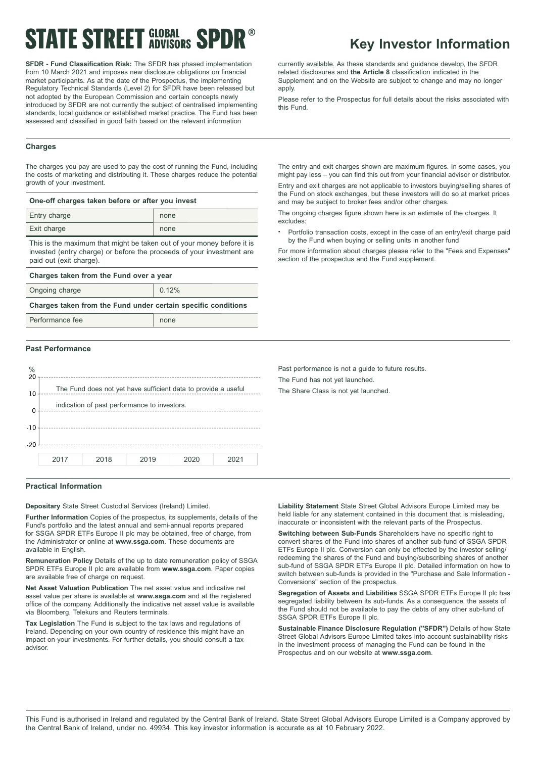# STATE STREET GLOBAL ADVISORS SPDR®

## Key Investor Information

**SFDR - Fund Classification Risk:** The SFDR has phased implementation from 10 March 2021 and imposes new disclosure obligations on financial market participants. As at the date of the Prospectus, the implementing Regulatory Technical Standards (Level 2) for SFDR have been released but not adopted by the European Commission and certain concepts newly introduced by SFDR are not currently the subject of centralised implementing standards, local guidance or established market practice. The Fund has been assessed and classified in good faith based on the relevant information currently available. As these standards and guidance develop, the SFDR related disclosures and **the Article 8** classification indicated in the Supplement and on the Website are subject to change and may no longer apply.

Please refer to the Prospectus for full details about the risks associated with this Fund.

### Charges

The charges you pay are used to pay the cost of running the Fund, including the costs of marketing and distributing it. These charges reduce the potential growth of your investment.

| One-off charges taken before or after you invest | |
|---|---|
| Entry charge | none |
| Exit charge | none |

This is the maximum that might be taken out of your money before it is invested (entry charge) or before the proceeds of your investment are paid out (exit charge).

| Charges taken from the Fund over a year | |
|---|---|
| Ongoing charge | 0.12% |
| **Charges taken from the Fund under certain specific conditions** | |
| Performance fee | none |

The entry and exit charges shown are maximum figures. In some cases, you might pay less – you can find this out from your financial advisor or distributor.

Entry and exit charges are not applicable to investors buying/selling shares of the Fund on stock exchanges, but these investors will do so at market prices and may be subject to broker fees and/or other charges.

The ongoing charges figure shown here is an estimate of the charges. It excludes:

- Portfolio transaction costs, except in the case of an entry/exit charge paid by the Fund when buying or selling units in another fund

For more information about charges please refer to the "Fees and Expenses" section of the prospectus and the Fund supplement.

### Past Performance

%
20
10
0
-10
-20

The Fund does not yet have sufficient data to provide a useful indication of past performance to investors.

2017 2018 2019 2020 2021

Past performance is not a guide to future results.

The Fund has not yet launched.

The Share Class is not yet launched.

### Practical Information

**Depositary** State Street Custodial Services (Ireland) Limited.

**Further Information** Copies of the prospectus, its supplements, details of the Fund's portfolio and the latest annual and semi-annual reports prepared for SSGA SPDR ETFs Europe II plc may be obtained, free of charge, from the Administrator or online at **www.ssga.com**. These documents are available in English.

**Remuneration Policy** Details of the up to date remuneration policy of SSGA SPDR ETFs Europe II plc are available from **www.ssga.com**. Paper copies are available free of charge on request.

**Net Asset Valuation Publication** The net asset value and indicative net asset value per share is available at **www.ssga.com** and at the registered office of the company. Additionally the indicative net asset value is available via Bloomberg, Telekurs and Reuters terminals.

**Tax Legislation** The Fund is subject to the tax laws and regulations of Ireland. Depending on your own country of residence this might have an impact on your investments. For further details, you should consult a tax advisor.

**Liability Statement** State Street Global Advisors Europe Limited may be held liable for any statement contained in this document that is misleading, inaccurate or inconsistent with the relevant parts of the Prospectus.

**Switching between Sub-Funds** Shareholders have no specific right to convert shares of the Fund into shares of another sub-fund of SSGA SPDR ETFs Europe II plc. Conversion can only be effected by the investor selling/redeeming the shares of the Fund and buying/subscribing shares of another sub-fund of SSGA SPDR ETFs Europe II plc. Detailed information on how to switch between sub-funds is provided in the "Purchase and Sale Information - Conversions" section of the prospectus.

**Segregation of Assets and Liabilities** SSGA SPDR ETFs Europe II plc has segregated liability between its sub-funds. As a consequence, the assets of the Fund should not be available to pay the debts of any other sub-fund of SSGA SPDR ETFs Europe II plc.

**Sustainable Finance Disclosure Regulation ("SFDR")** Details of how State Street Global Advisors Europe Limited takes into account sustainability risks in the investment process of managing the Fund can be found in the Prospectus and on our website at **www.ssga.com**.

This Fund is authorised in Ireland and regulated by the Central Bank of Ireland. State Street Global Advisors Europe Limited is a Company approved by the Central Bank of Ireland, under no. 49934. This key investor information is accurate as at 10 February 2022.